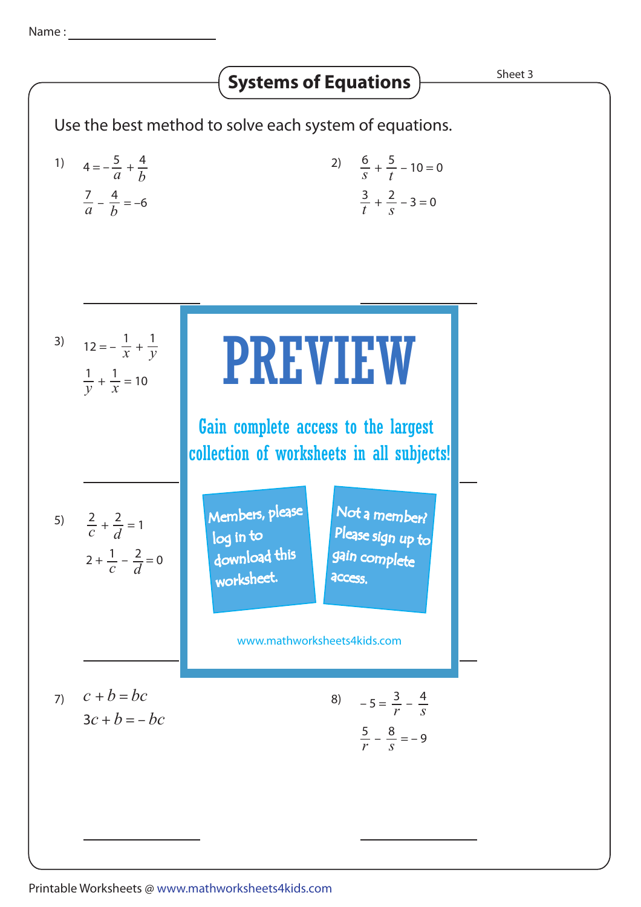Name : ____________________

# Systems of Equations

Sheet 3

Use the best method to solve each system of equations.

1) $4 = -\frac{5}{a} + \frac{4}{b}$

$\frac{7}{a} - \frac{4}{b} = -6$

2) $\frac{6}{s} + \frac{5}{t} - 10 = 0$

$\frac{3}{t} + \frac{2}{s} - 3 = 0$

3) $12 = -\frac{1}{x} + \frac{1}{y}$

$\frac{1}{y} + \frac{1}{x} = 10$

5) $\frac{2}{c} + \frac{2}{d} = 1$

$2 + \frac{1}{c} - \frac{2}{d} = 0$

PREVIEW

Gain complete access to the largest collection of worksheets in all subjects!

Members, please log in to download this worksheet.

Not a member? Please sign up to gain complete access.

www.mathworksheets4kids.com

7) $c + b = bc$

$3c + b = -bc$

8) $-5 = \frac{3}{r} - \frac{4}{s}$

$\frac{5}{r} - \frac{8}{s} = -9$

Printable Worksheets @ www.mathworksheets4kids.com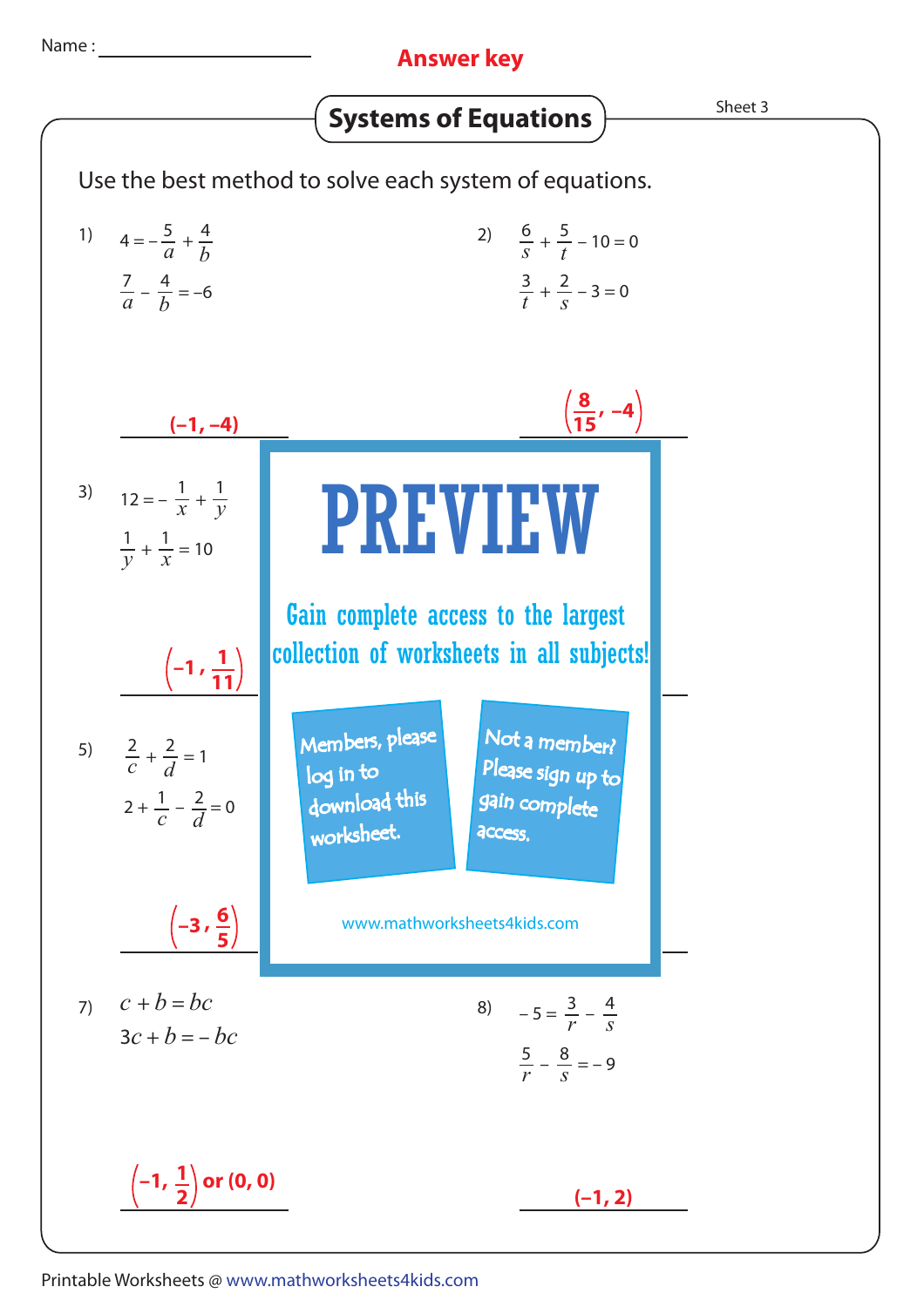Name : ______________________

**Answer key**

# Systems of Equations

Sheet 3

Use the best method to solve each system of equations.

1) $4 = -\frac{5}{a} + \frac{4}{b}$

$\frac{7}{a} - \frac{4}{b} = -6$

**(−1, −4)**

2) $\frac{6}{s} + \frac{5}{t} - 10 = 0$

$\frac{3}{t} + \frac{2}{s} - 3 = 0$

$\left(\frac{8}{15}, -4\right)$

3) $12 = -\frac{1}{x} + \frac{1}{y}$

$\frac{1}{y} + \frac{1}{x} = 10$

$\left(-1, \frac{1}{11}\right)$

**PREVIEW**

Gain complete access to the largest collection of worksheets in all subjects!

Members, please log in to download this worksheet.

Not a member? Please sign up to gain complete access.

www.mathworksheets4kids.com

5) $\frac{2}{c} + \frac{2}{d} = 1$

$2 + \frac{1}{c} - \frac{2}{d} = 0$

$\left(-3, \frac{6}{5}\right)$

7) $c + b = bc$

$3c + b = -bc$

$\left(-1, \frac{1}{2}\right)$ **or (0, 0)**

8) $-5 = \frac{3}{r} - \frac{4}{s}$

$\frac{5}{r} - \frac{8}{s} = -9$

**(−1, 2)**

Printable Worksheets @ www.mathworksheets4kids.com